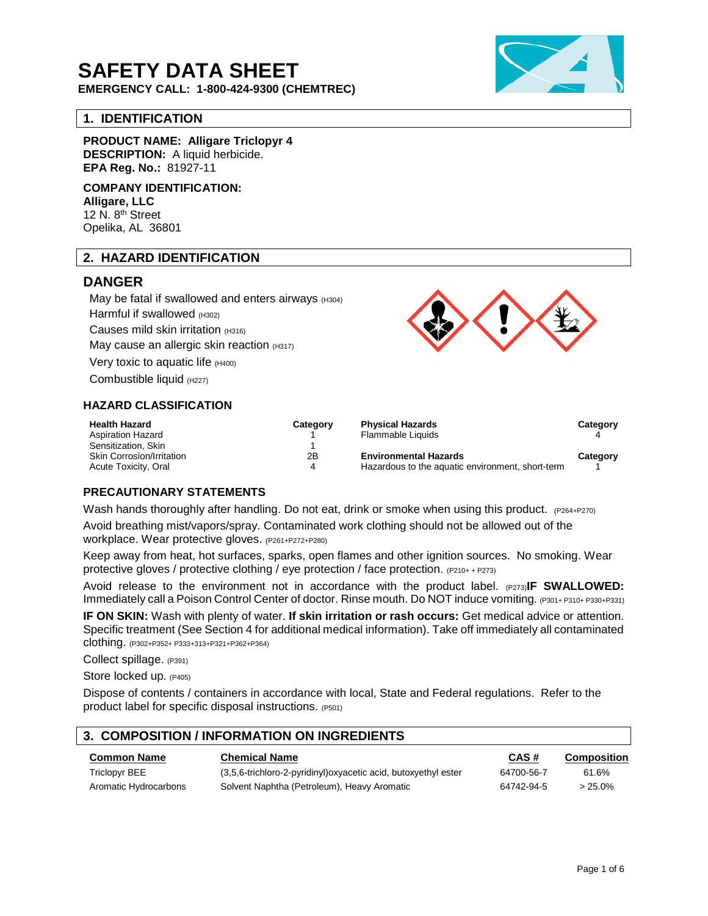# SAFETY DATA SHEET

**EMERGENCY CALL: 1-800-424-9300 (CHEMTREC)**

## 1. IDENTIFICATION

**PRODUCT NAME: Alligare Triclopyr 4**
**DESCRIPTION:** A liquid herbicide.
**EPA Reg. No.:** 81927-11

**COMPANY IDENTIFICATION:**
**Alligare, LLC**
12 N. 8th Street
Opelika, AL 36801

## 2. HAZARD IDENTIFICATION

### DANGER

May be fatal if swallowed and enters airways (H304)
Harmful if swallowed (H302)
Causes mild skin irritation (H316)
May cause an allergic skin reaction (H317)
Very toxic to aquatic life (H400)
Combustible liquid (H227)

### HAZARD CLASSIFICATION

| Health Hazard | Category | Physical Hazards | Category |
|---|---|---|---|
| Aspiration Hazard | 1 | Flammable Liquids | 4 |
| Sensitization, Skin | 1 | | |
| Skin Corrosion/Irritation | 2B | **Environmental Hazards** | **Category** |
| Acute Toxicity, Oral | 4 | Hazardous to the aquatic environment, short-term | 1 |

### PRECAUTIONARY STATEMENTS

Wash hands thoroughly after handling. Do not eat, drink or smoke when using this product. (P264+P270)

Avoid breathing mist/vapors/spray. Contaminated work clothing should not be allowed out of the workplace. Wear protective gloves. (P261+P272+P280)

Keep away from heat, hot surfaces, sparks, open flames and other ignition sources. No smoking. Wear protective gloves / protective clothing / eye protection / face protection. (P210+ + P273)

Avoid release to the environment not in accordance with the product label. (P273)**IF SWALLOWED:** Immediately call a Poison Control Center of doctor. Rinse mouth. Do NOT induce vomiting. (P301+ P310+ P330+P331)

**IF ON SKIN:** Wash with plenty of water. **If skin irritation or rash occurs:** Get medical advice or attention. Specific treatment (See Section 4 for additional medical information). Take off immediately all contaminated clothing. (P302+P352+ P333+313+P321+P362+P364)

Collect spillage. (P391)

Store locked up. (P405)

Dispose of contents / containers in accordance with local, State and Federal regulations. Refer to the product label for specific disposal instructions. (P501)

## 3. COMPOSITION / INFORMATION ON INGREDIENTS

| Common Name | Chemical Name | CAS # | Composition |
|---|---|---|---|
| Triclopyr BEE | (3,5,6-trichloro-2-pyridinyl)oxyacetic acid, butoxyethyl ester | 64700-56-7 | 61.6% |
| Aromatic Hydrocarbons | Solvent Naphtha (Petroleum), Heavy Aromatic | 64742-94-5 | > 25.0% |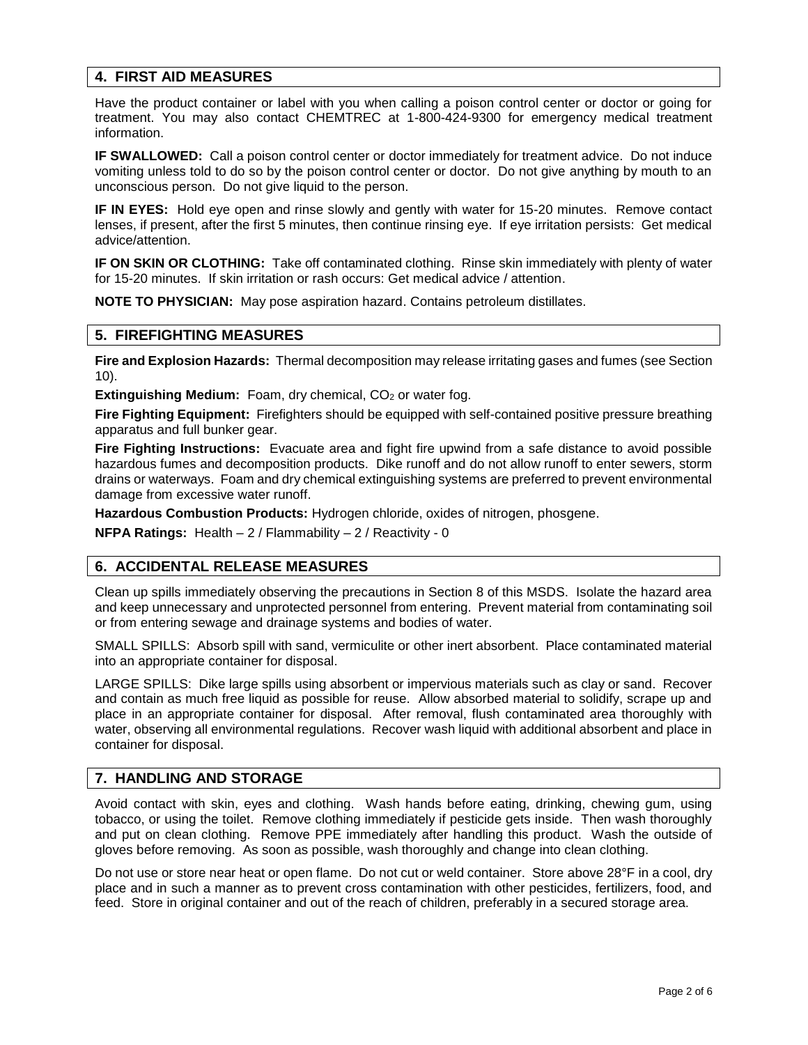## 4. FIRST AID MEASURES

Have the product container or label with you when calling a poison control center or doctor or going for treatment. You may also contact CHEMTREC at 1-800-424-9300 for emergency medical treatment information.

**IF SWALLOWED:** Call a poison control center or doctor immediately for treatment advice. Do not induce vomiting unless told to do so by the poison control center or doctor. Do not give anything by mouth to an unconscious person. Do not give liquid to the person.

**IF IN EYES:** Hold eye open and rinse slowly and gently with water for 15-20 minutes. Remove contact lenses, if present, after the first 5 minutes, then continue rinsing eye. If eye irritation persists: Get medical advice/attention.

**IF ON SKIN OR CLOTHING:** Take off contaminated clothing. Rinse skin immediately with plenty of water for 15-20 minutes. If skin irritation or rash occurs: Get medical advice / attention.

**NOTE TO PHYSICIAN:** May pose aspiration hazard. Contains petroleum distillates.

## 5. FIREFIGHTING MEASURES

**Fire and Explosion Hazards:** Thermal decomposition may release irritating gases and fumes (see Section 10).

**Extinguishing Medium:** Foam, dry chemical, $CO_2$ or water fog.

**Fire Fighting Equipment:** Firefighters should be equipped with self-contained positive pressure breathing apparatus and full bunker gear.

**Fire Fighting Instructions:** Evacuate area and fight fire upwind from a safe distance to avoid possible hazardous fumes and decomposition products. Dike runoff and do not allow runoff to enter sewers, storm drains or waterways. Foam and dry chemical extinguishing systems are preferred to prevent environmental damage from excessive water runoff.

**Hazardous Combustion Products:** Hydrogen chloride, oxides of nitrogen, phosgene.

**NFPA Ratings:** Health – 2 / Flammability – 2 / Reactivity - 0

## 6. ACCIDENTAL RELEASE MEASURES

Clean up spills immediately observing the precautions in Section 8 of this MSDS. Isolate the hazard area and keep unnecessary and unprotected personnel from entering. Prevent material from contaminating soil or from entering sewage and drainage systems and bodies of water.

SMALL SPILLS: Absorb spill with sand, vermiculite or other inert absorbent. Place contaminated material into an appropriate container for disposal.

LARGE SPILLS: Dike large spills using absorbent or impervious materials such as clay or sand. Recover and contain as much free liquid as possible for reuse. Allow absorbed material to solidify, scrape up and place in an appropriate container for disposal. After removal, flush contaminated area thoroughly with water, observing all environmental regulations. Recover wash liquid with additional absorbent and place in container for disposal.

## 7. HANDLING AND STORAGE

Avoid contact with skin, eyes and clothing. Wash hands before eating, drinking, chewing gum, using tobacco, or using the toilet. Remove clothing immediately if pesticide gets inside. Then wash thoroughly and put on clean clothing. Remove PPE immediately after handling this product. Wash the outside of gloves before removing. As soon as possible, wash thoroughly and change into clean clothing.

Do not use or store near heat or open flame. Do not cut or weld container. Store above 28°F in a cool, dry place and in such a manner as to prevent cross contamination with other pesticides, fertilizers, food, and feed. Store in original container and out of the reach of children, preferably in a secured storage area.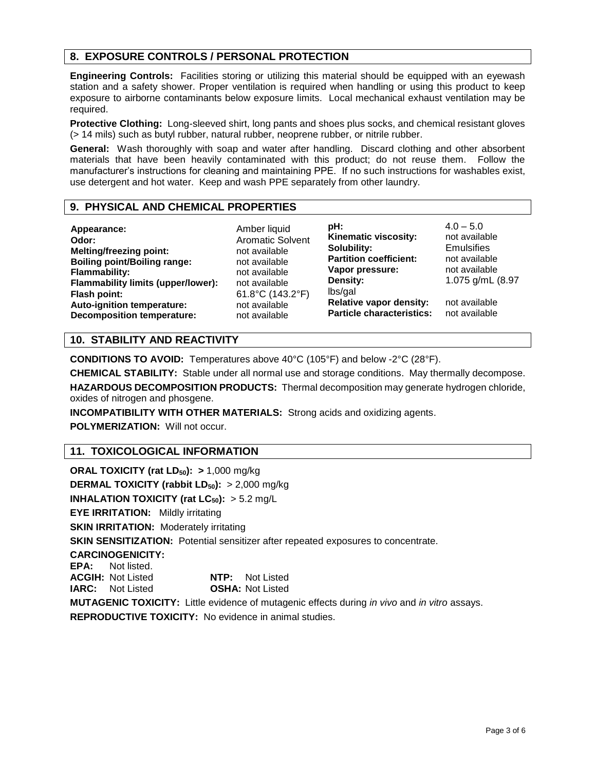## 8. EXPOSURE CONTROLS / PERSONAL PROTECTION

**Engineering Controls:** Facilities storing or utilizing this material should be equipped with an eyewash station and a safety shower. Proper ventilation is required when handling or using this product to keep exposure to airborne contaminants below exposure limits. Local mechanical exhaust ventilation may be required.

**Protective Clothing:** Long-sleeved shirt, long pants and shoes plus socks, and chemical resistant gloves (> 14 mils) such as butyl rubber, natural rubber, neoprene rubber, or nitrile rubber.

**General:** Wash thoroughly with soap and water after handling. Discard clothing and other absorbent materials that have been heavily contaminated with this product; do not reuse them. Follow the manufacturer's instructions for cleaning and maintaining PPE. If no such instructions for washables exist, use detergent and hot water. Keep and wash PPE separately from other laundry.

## 9. PHYSICAL AND CHEMICAL PROPERTIES

| | | | |
|---|---|---|---|
| **Appearance:** | Amber liquid | **pH:** | 4.0 – 5.0 |
| **Odor:** | Aromatic Solvent | **Kinematic viscosity:** | not available |
| **Melting/freezing point:** | not available | **Solubility:** | Emulsifies |
| **Boiling point/Boiling range:** | not available | **Partition coefficient:** | not available |
| **Flammability:** | not available | **Vapor pressure:** | not available |
| **Flammability limits (upper/lower):** | not available | **Density:** | 1.075 g/mL (8.97 lbs/gal |
| **Flash point:** | 61.8°C (143.2°F) | | |
| **Auto-ignition temperature:** | not available | **Relative vapor density:** | not available |
| **Decomposition temperature:** | not available | **Particle characteristics:** | not available |

## 10. STABILITY AND REACTIVITY

**CONDITIONS TO AVOID:** Temperatures above 40°C (105°F) and below -2°C (28°F).

**CHEMICAL STABILITY:** Stable under all normal use and storage conditions. May thermally decompose.

**HAZARDOUS DECOMPOSITION PRODUCTS:** Thermal decomposition may generate hydrogen chloride, oxides of nitrogen and phosgene.

**INCOMPATIBILITY WITH OTHER MATERIALS:** Strong acids and oxidizing agents.

**POLYMERIZATION:** Will not occur.

## 11. TOXICOLOGICAL INFORMATION

**ORAL TOXICITY (rat $LD_{50}$): >** 1,000 mg/kg

**DERMAL TOXICITY (rabbit $LD_{50}$):** > 2,000 mg/kg

**INHALATION TOXICITY (rat $LC_{50}$):** > 5.2 mg/L

**EYE IRRITATION:** Mildly irritating

**SKIN IRRITATION:** Moderately irritating

**SKIN SENSITIZATION:** Potential sensitizer after repeated exposures to concentrate.

**CARCINOGENICITY:**

**EPA:** Not listed.
**ACGIH:** Not Listed　　**NTP:** Not Listed
**IARC:** Not Listed　　**OSHA:** Not Listed

**MUTAGENIC TOXICITY:** Little evidence of mutagenic effects during *in vivo* and *in vitro* assays.

**REPRODUCTIVE TOXICITY:** No evidence in animal studies.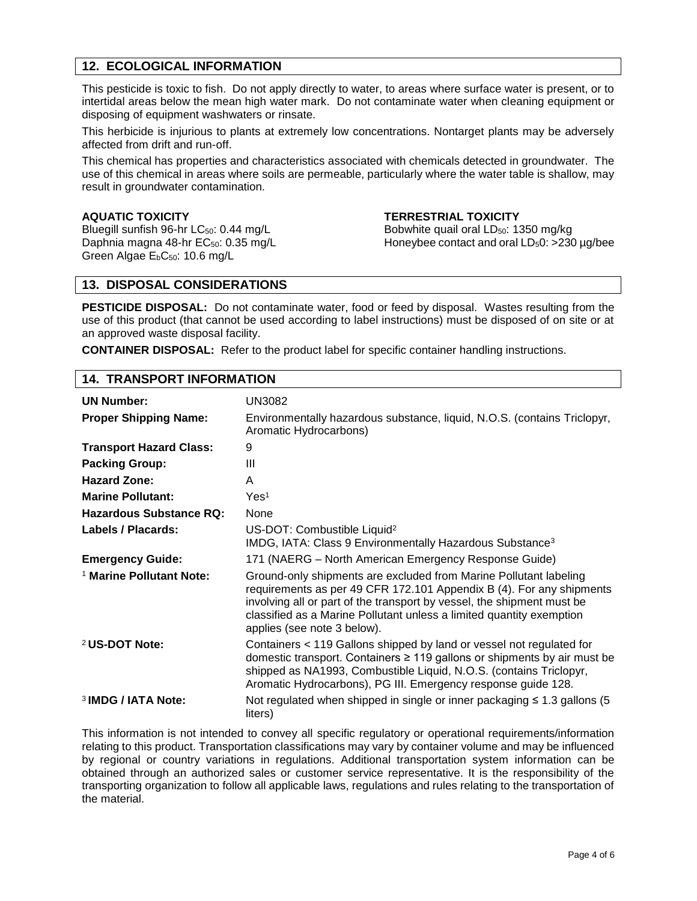## 12. ECOLOGICAL INFORMATION

This pesticide is toxic to fish. Do not apply directly to water, to areas where surface water is present, or to intertidal areas below the mean high water mark. Do not contaminate water when cleaning equipment or disposing of equipment washwaters or rinsate.

This herbicide is injurious to plants at extremely low concentrations. Nontarget plants may be adversely affected from drift and run-off.

This chemical has properties and characteristics associated with chemicals detected in groundwater. The use of this chemical in areas where soils are permeable, particularly where the water table is shallow, may result in groundwater contamination.

**AQUATIC TOXICITY**
Bluegill sunfish 96-hr $LC_{50}$: 0.44 mg/L
Daphnia magna 48-hr $EC_{50}$: 0.35 mg/L
Green Algae $E_bC_{50}$: 10.6 mg/L

**TERRESTRIAL TOXICITY**
Bobwhite quail oral $LD_{50}$: 1350 mg/kg
Honeybee contact and oral $LD_50$: >230 µg/bee

## 13. DISPOSAL CONSIDERATIONS

**PESTICIDE DISPOSAL:** Do not contaminate water, food or feed by disposal. Wastes resulting from the use of this product (that cannot be used according to label instructions) must be disposed of on site or at an approved waste disposal facility.

**CONTAINER DISPOSAL:** Refer to the product label for specific container handling instructions.

## 14. TRANSPORT INFORMATION

| | |
|---|---|
| **UN Number:** | UN3082 |
| **Proper Shipping Name:** | Environmentally hazardous substance, liquid, N.O.S. (contains Triclopyr, Aromatic Hydrocarbons) |
| **Transport Hazard Class:** | 9 |
| **Packing Group:** | III |
| **Hazard Zone:** | A |
| **Marine Pollutant:** | Yes[1] |
| **Hazardous Substance RQ:** | None |
| **Labels / Placards:** | US-DOT: Combustible Liquid[2]<br>IMDG, IATA: Class 9 Environmentally Hazardous Substance[3] |
| **Emergency Guide:** | 171 (NAERG – North American Emergency Response Guide) |
| [1] **Marine Pollutant Note:** | Ground-only shipments are excluded from Marine Pollutant labeling requirements as per 49 CFR 172.101 Appendix B (4). For any shipments involving all or part of the transport by vessel, the shipment must be classified as a Marine Pollutant unless a limited quantity exemption applies (see note 3 below). |
| [2] **US-DOT Note:** | Containers < 119 Gallons shipped by land or vessel not regulated for domestic transport. Containers ≥ 119 gallons or shipments by air must be shipped as NA1993, Combustible Liquid, N.O.S. (contains Triclopyr, Aromatic Hydrocarbons), PG III. Emergency response guide 128. |
| [3] **IMDG / IATA Note:** | Not regulated when shipped in single or inner packaging ≤ 1.3 gallons (5 liters) |

This information is not intended to convey all specific regulatory or operational requirements/information relating to this product. Transportation classifications may vary by container volume and may be influenced by regional or country variations in regulations. Additional transportation system information can be obtained through an authorized sales or customer service representative. It is the responsibility of the transporting organization to follow all applicable laws, regulations and rules relating to the transportation of the material.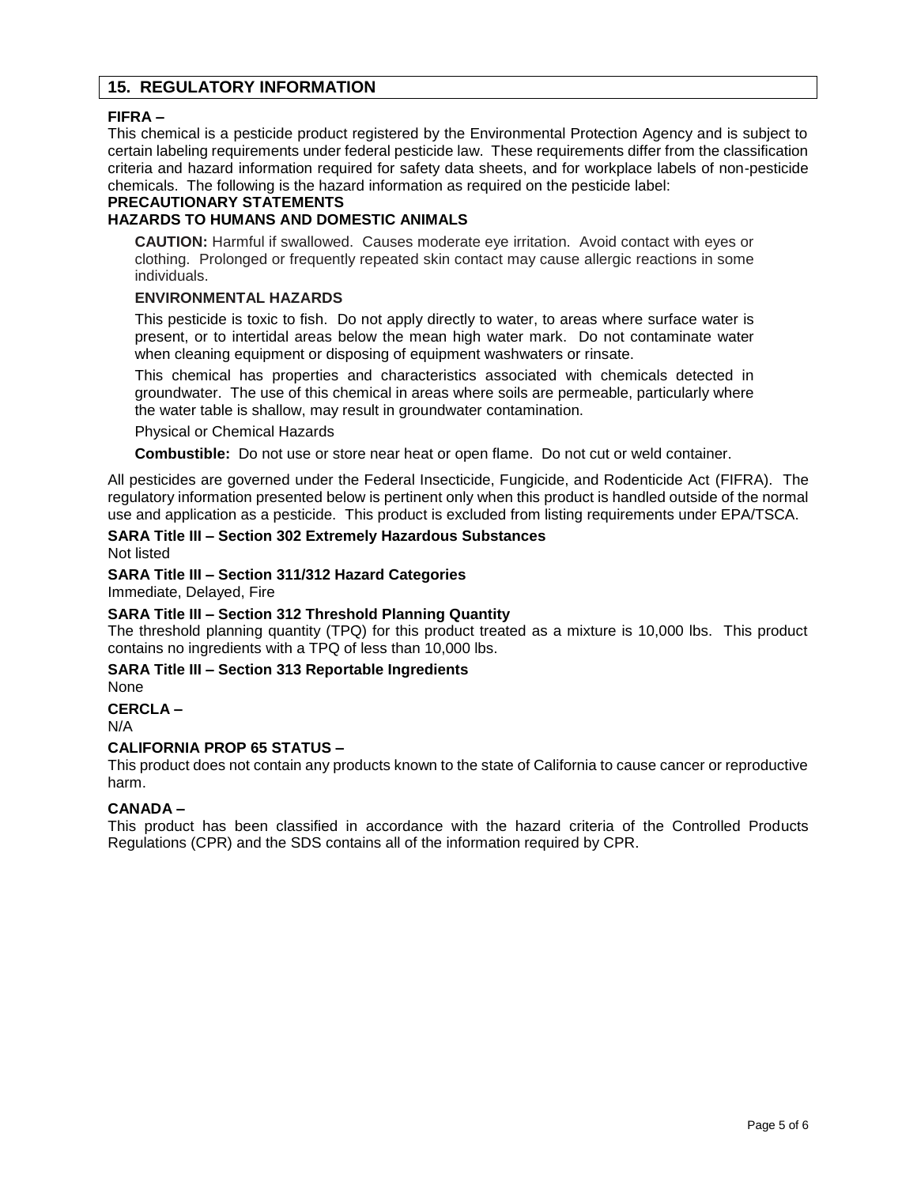## 15. REGULATORY INFORMATION

**FIFRA –**

This chemical is a pesticide product registered by the Environmental Protection Agency and is subject to certain labeling requirements under federal pesticide law. These requirements differ from the classification criteria and hazard information required for safety data sheets, and for workplace labels of non-pesticide chemicals. The following is the hazard information as required on the pesticide label:

**PRECAUTIONARY STATEMENTS**

**HAZARDS TO HUMANS AND DOMESTIC ANIMALS**

**CAUTION:** Harmful if swallowed. Causes moderate eye irritation. Avoid contact with eyes or clothing. Prolonged or frequently repeated skin contact may cause allergic reactions in some individuals.

**ENVIRONMENTAL HAZARDS**

This pesticide is toxic to fish. Do not apply directly to water, to areas where surface water is present, or to intertidal areas below the mean high water mark. Do not contaminate water when cleaning equipment or disposing of equipment washwaters or rinsate.

This chemical has properties and characteristics associated with chemicals detected in groundwater. The use of this chemical in areas where soils are permeable, particularly where the water table is shallow, may result in groundwater contamination.

Physical or Chemical Hazards

**Combustible:** Do not use or store near heat or open flame. Do not cut or weld container.

All pesticides are governed under the Federal Insecticide, Fungicide, and Rodenticide Act (FIFRA). The regulatory information presented below is pertinent only when this product is handled outside of the normal use and application as a pesticide. This product is excluded from listing requirements under EPA/TSCA.

**SARA Title III – Section 302 Extremely Hazardous Substances**

Not listed

**SARA Title III – Section 311/312 Hazard Categories**

Immediate, Delayed, Fire

**SARA Title III – Section 312 Threshold Planning Quantity**

The threshold planning quantity (TPQ) for this product treated as a mixture is 10,000 lbs. This product contains no ingredients with a TPQ of less than 10,000 lbs.

**SARA Title III – Section 313 Reportable Ingredients**

None

**CERCLA –**

N/A

**CALIFORNIA PROP 65 STATUS –**

This product does not contain any products known to the state of California to cause cancer or reproductive harm.

**CANADA –**

This product has been classified in accordance with the hazard criteria of the Controlled Products Regulations (CPR) and the SDS contains all of the information required by CPR.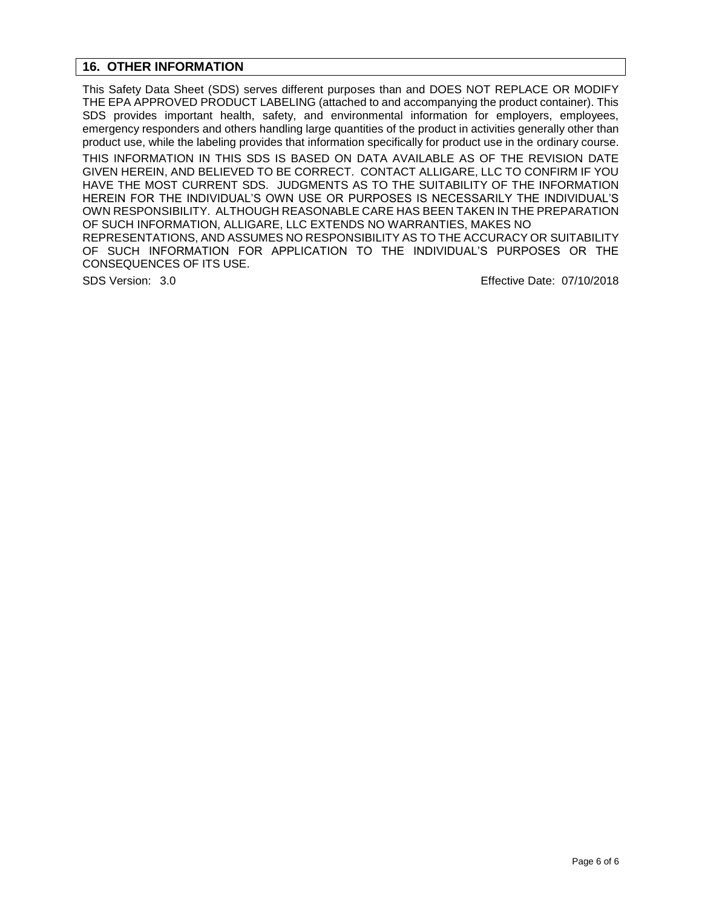## 16. OTHER INFORMATION

This Safety Data Sheet (SDS) serves different purposes than and DOES NOT REPLACE OR MODIFY THE EPA APPROVED PRODUCT LABELING (attached to and accompanying the product container). This SDS provides important health, safety, and environmental information for employers, employees, emergency responders and others handling large quantities of the product in activities generally other than product use, while the labeling provides that information specifically for product use in the ordinary course.

THIS INFORMATION IN THIS SDS IS BASED ON DATA AVAILABLE AS OF THE REVISION DATE GIVEN HEREIN, AND BELIEVED TO BE CORRECT. CONTACT ALLIGARE, LLC TO CONFIRM IF YOU HAVE THE MOST CURRENT SDS. JUDGMENTS AS TO THE SUITABILITY OF THE INFORMATION HEREIN FOR THE INDIVIDUAL'S OWN USE OR PURPOSES IS NECESSARILY THE INDIVIDUAL'S OWN RESPONSIBILITY. ALTHOUGH REASONABLE CARE HAS BEEN TAKEN IN THE PREPARATION OF SUCH INFORMATION, ALLIGARE, LLC EXTENDS NO WARRANTIES, MAKES NO REPRESENTATIONS, AND ASSUMES NO RESPONSIBILITY AS TO THE ACCURACY OR SUITABILITY OF SUCH INFORMATION FOR APPLICATION TO THE INDIVIDUAL'S PURPOSES OR THE CONSEQUENCES OF ITS USE.

SDS Version: 3.0 Effective Date: 07/10/2018